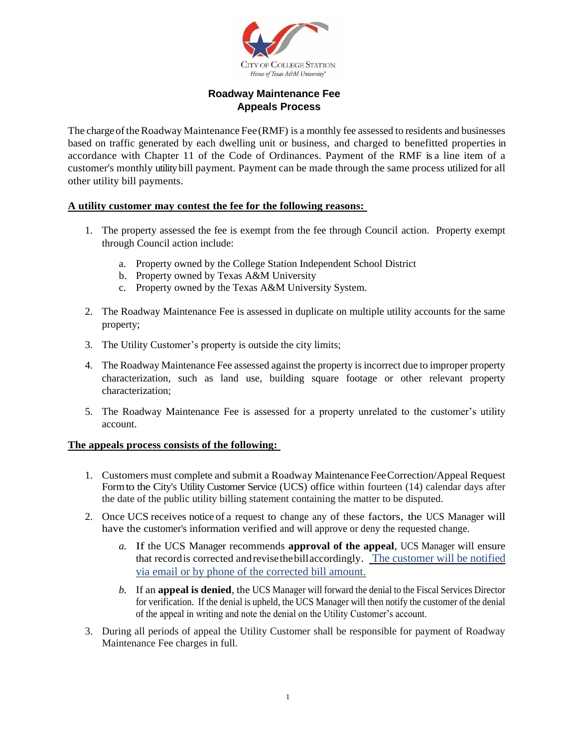CITY OF COLLEGE STATION
*Home of Texas A&M University*

# Roadway Maintenance Fee
## Appeals Process

The charge of the Roadway Maintenance Fee (RMF) is a monthly fee assessed to residents and businesses based on traffic generated by each dwelling unit or business, and charged to benefitted properties in accordance with Chapter 11 of the Code of Ordinances. Payment of the RMF is a line item of a customer's monthly utility bill payment. Payment can be made through the same process utilized for all other utility bill payments.

**A utility customer may contest the fee for the following reasons:**

1. The property assessed the fee is exempt from the fee through Council action. Property exempt through Council action include:
   a. Property owned by the College Station Independent School District
   b. Property owned by Texas A&M University
   c. Property owned by the Texas A&M University System.

2. The Roadway Maintenance Fee is assessed in duplicate on multiple utility accounts for the same property;

3. The Utility Customer's property is outside the city limits;

4. The Roadway Maintenance Fee assessed against the property is incorrect due to improper property characterization, such as land use, building square footage or other relevant property characterization;

5. The Roadway Maintenance Fee is assessed for a property unrelated to the customer's utility account.

**The appeals process consists of the following:**

1. Customers must complete and submit a Roadway Maintenance Fee Correction/Appeal Request Form to the City's Utility Customer Service (UCS) office within fourteen (14) calendar days after the date of the public utility billing statement containing the matter to be disputed.

2. Once UCS receives notice of a request to change any of these factors, the UCS Manager will have the customer's information verified and will approve or deny the requested change.
   *a.* If the UCS Manager recommends **approval of the appeal**, UCS Manager will ensure that record is corrected and revise the bill accordingly. The customer will be notified via email or by phone of the corrected bill amount.
   *b.* If an **appeal is denied**, the UCS Manager will forward the denial to the Fiscal Services Director for verification. If the denial is upheld, the UCS Manager will then notify the customer of the denial of the appeal in writing and note the denial on the Utility Customer's account.

3. During all periods of appeal the Utility Customer shall be responsible for payment of Roadway Maintenance Fee charges in full.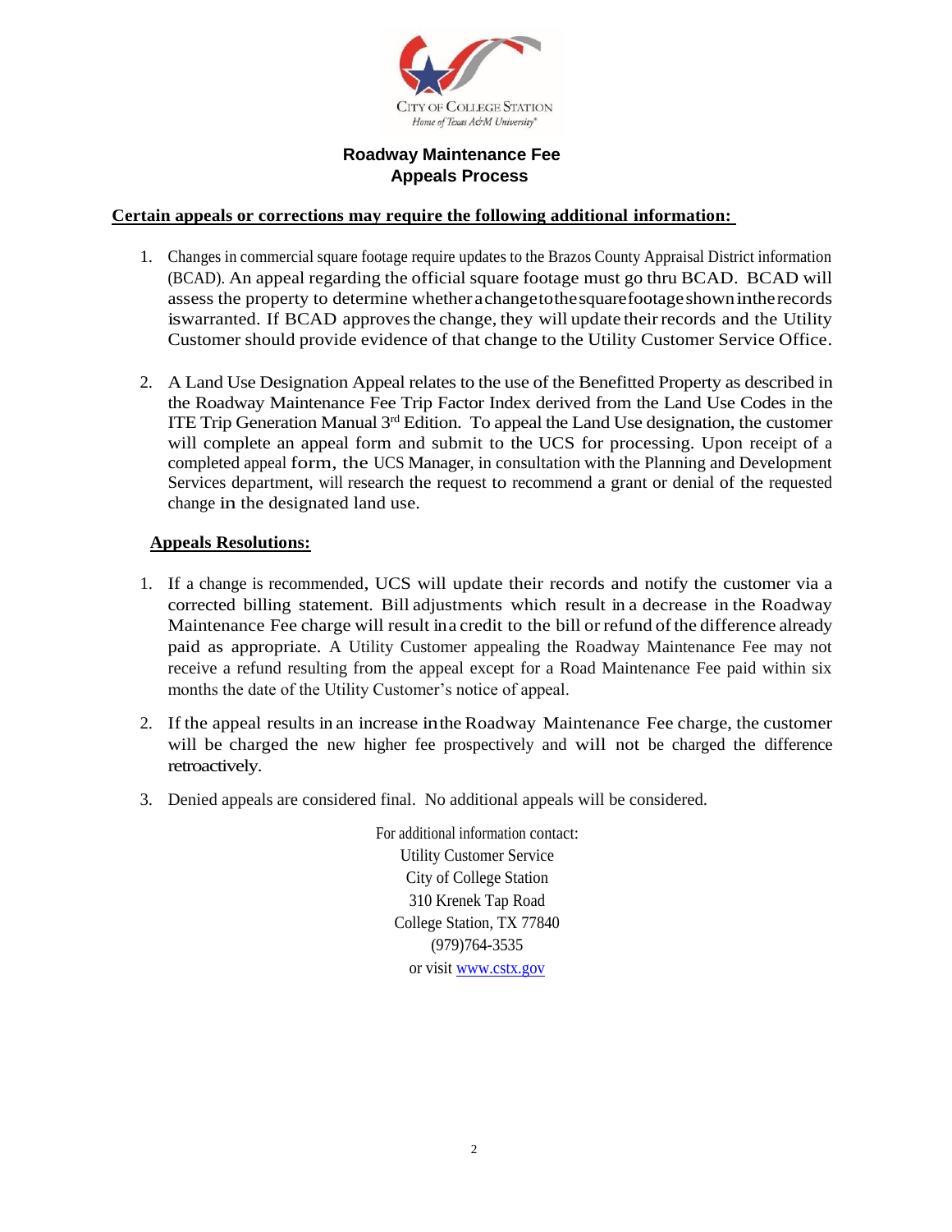CITY OF COLLEGE STATION
*Home of Texas A&M University®*

# Roadway Maintenance Fee
# Appeals Process

**Certain appeals or corrections may require the following additional information:**

1. Changes in commercial square footage require updates to the Brazos County Appraisal District information (BCAD). An appeal regarding the official square footage must go thru BCAD. BCAD will assess the property to determine whether a change to the square footage shown in the records is warranted. If BCAD approves the change, they will update their records and the Utility Customer should provide evidence of that change to the Utility Customer Service Office.

2. A Land Use Designation Appeal relates to the use of the Benefitted Property as described in the Roadway Maintenance Fee Trip Factor Index derived from the Land Use Codes in the ITE Trip Generation Manual 3rd Edition. To appeal the Land Use designation, the customer will complete an appeal form and submit to the UCS for processing. Upon receipt of a completed appeal form, the UCS Manager, in consultation with the Planning and Development Services department, will research the request to recommend a grant or denial of the requested change in the designated land use.

**Appeals Resolutions:**

1. If a change is recommended, UCS will update their records and notify the customer via a corrected billing statement. Bill adjustments which result in a decrease in the Roadway Maintenance Fee charge will result in a credit to the bill or refund of the difference already paid as appropriate. A Utility Customer appealing the Roadway Maintenance Fee may not receive a refund resulting from the appeal except for a Road Maintenance Fee paid within six months the date of the Utility Customer's notice of appeal.

2. If the appeal results in an increase in the Roadway Maintenance Fee charge, the customer will be charged the new higher fee prospectively and will not be charged the difference retroactively.

3. Denied appeals are considered final. No additional appeals will be considered.

For additional information contact:
Utility Customer Service
City of College Station
310 Krenek Tap Road
College Station, TX 77840
(979)764-3535
or visit www.cstx.gov